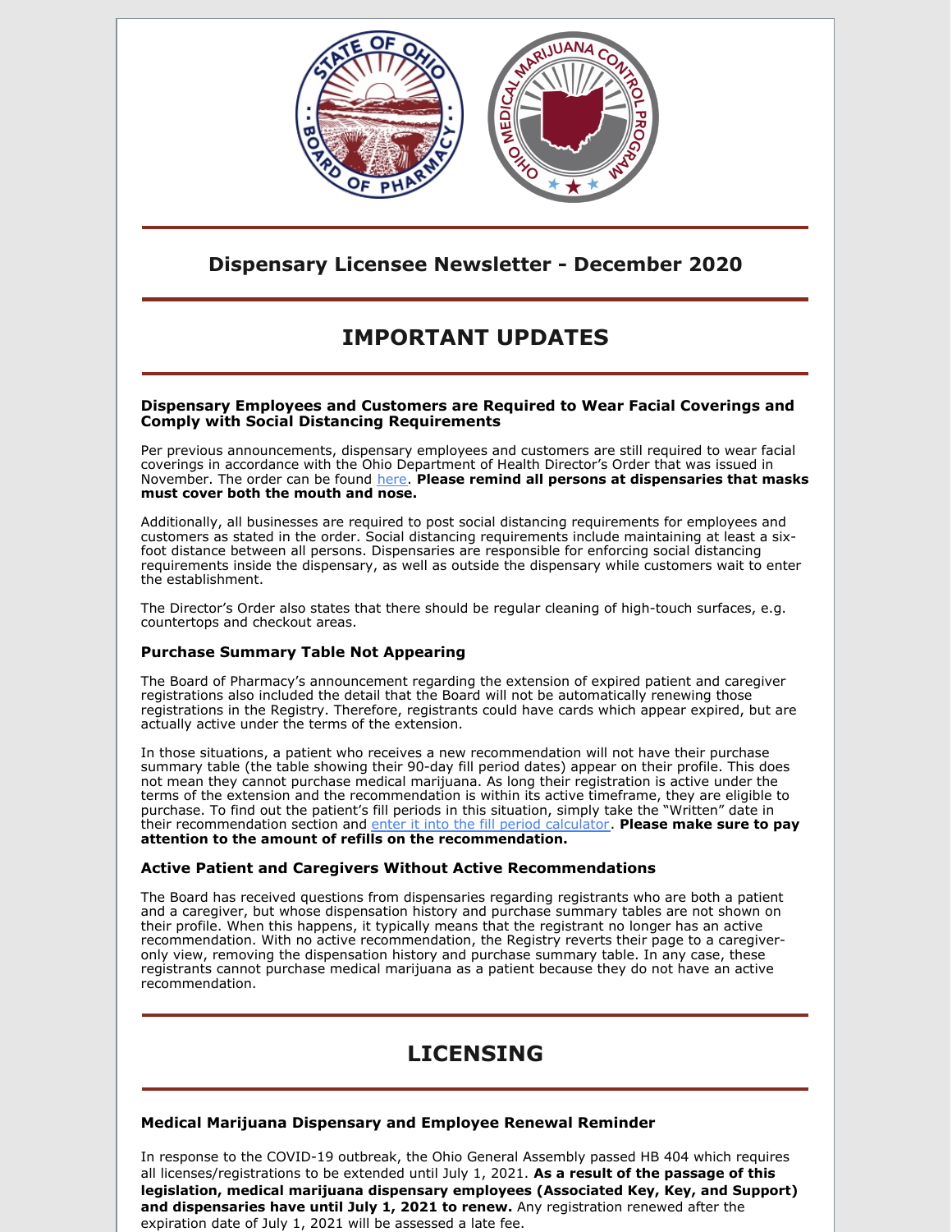## Dispensary Licensee Newsletter - December 2020

# IMPORTANT UPDATES

### Dispensary Employees and Customers are Required to Wear Facial Coverings and Comply with Social Distancing Requirements

Per previous announcements, dispensary employees and customers are still required to wear facial coverings in accordance with the Ohio Department of Health Director's Order that was issued in November. The order can be found here. **Please remind all persons at dispensaries that masks must cover both the mouth and nose.**

Additionally, all businesses are required to post social distancing requirements for employees and customers as stated in the order. Social distancing requirements include maintaining at least a six-foot distance between all persons. Dispensaries are responsible for enforcing social distancing requirements inside the dispensary, as well as outside the dispensary while customers wait to enter the establishment.

The Director's Order also states that there should be regular cleaning of high-touch surfaces, e.g. countertops and checkout areas.

### Purchase Summary Table Not Appearing

The Board of Pharmacy's announcement regarding the extension of expired patient and caregiver registrations also included the detail that the Board will not be automatically renewing those registrations in the Registry. Therefore, registrants could have cards which appear expired, but are actually active under the terms of the extension.

In those situations, a patient who receives a new recommendation will not have their purchase summary table (the table showing their 90-day fill period dates) appear on their profile. This does not mean they cannot purchase medical marijuana. As long their registration is active under the terms of the extension and the recommendation is within its active timeframe, they are eligible to purchase. To find out the patient's fill periods in this situation, simply take the "Written" date in their recommendation section and enter it into the fill period calculator. **Please make sure to pay attention to the amount of refills on the recommendation.**

### Active Patient and Caregivers Without Active Recommendations

The Board has received questions from dispensaries regarding registrants who are both a patient and a caregiver, but whose dispensation history and purchase summary tables are not shown on their profile. When this happens, it typically means that the registrant no longer has an active recommendation. With no active recommendation, the Registry reverts their page to a caregiver-only view, removing the dispensation history and purchase summary table. In any case, these registrants cannot purchase medical marijuana as a patient because they do not have an active recommendation.

# LICENSING

### Medical Marijuana Dispensary and Employee Renewal Reminder

In response to the COVID-19 outbreak, the Ohio General Assembly passed HB 404 which requires all licenses/registrations to be extended until July 1, 2021. **As a result of the passage of this legislation, medical marijuana dispensary employees (Associated Key, Key, and Support) and dispensaries have until July 1, 2021 to renew.** Any registration renewed after the expiration date of July 1, 2021 will be assessed a late fee.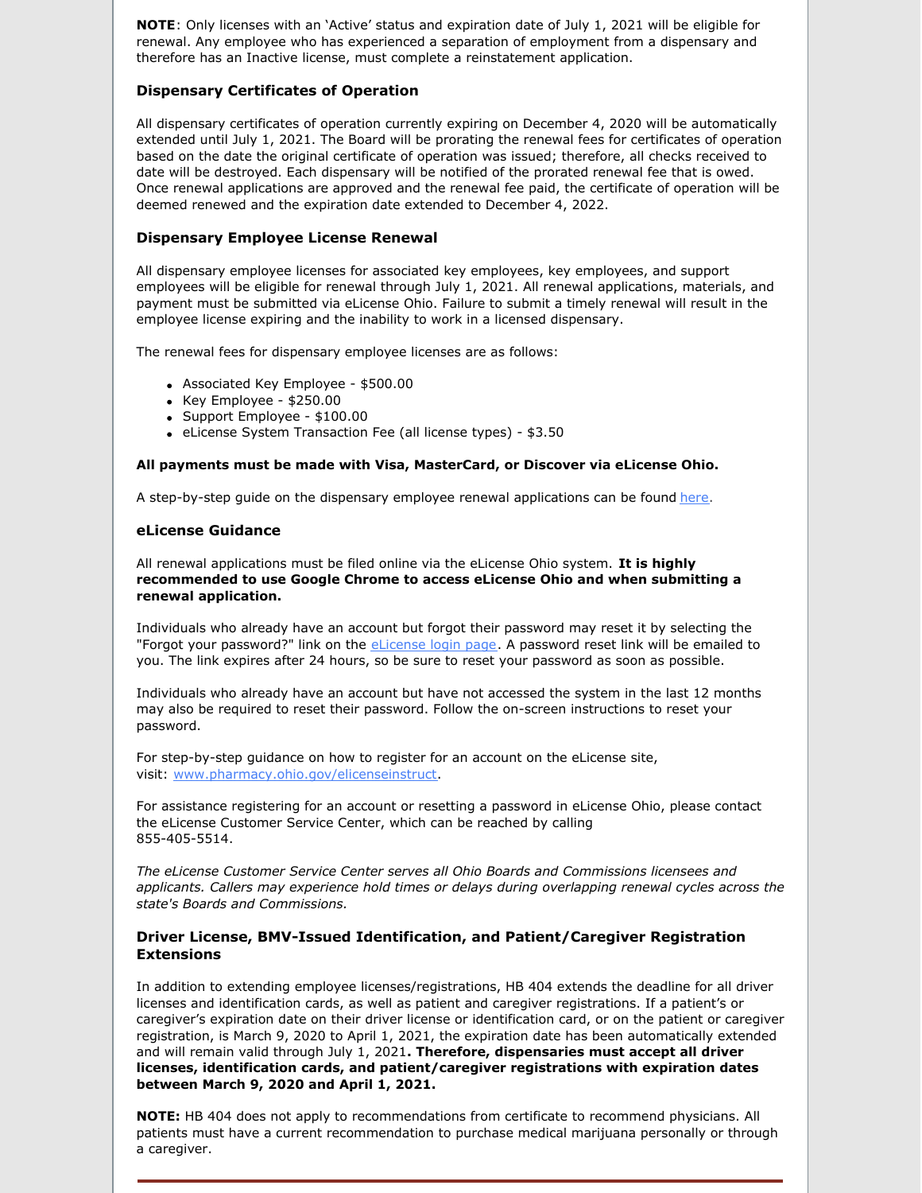**NOTE**: Only licenses with an 'Active' status and expiration date of July 1, 2021 will be eligible for renewal. Any employee who has experienced a separation of employment from a dispensary and therefore has an Inactive license, must complete a reinstatement application.

### Dispensary Certificates of Operation

All dispensary certificates of operation currently expiring on December 4, 2020 will be automatically extended until July 1, 2021. The Board will be prorating the renewal fees for certificates of operation based on the date the original certificate of operation was issued; therefore, all checks received to date will be destroyed. Each dispensary will be notified of the prorated renewal fee that is owed. Once renewal applications are approved and the renewal fee paid, the certificate of operation will be deemed renewed and the expiration date extended to December 4, 2022.

### Dispensary Employee License Renewal

All dispensary employee licenses for associated key employees, key employees, and support employees will be eligible for renewal through July 1, 2021. All renewal applications, materials, and payment must be submitted via eLicense Ohio. Failure to submit a timely renewal will result in the employee license expiring and the inability to work in a licensed dispensary.

The renewal fees for dispensary employee licenses are as follows:

- Associated Key Employee - $500.00
- Key Employee - $250.00
- Support Employee - $100.00
- eLicense System Transaction Fee (all license types) - $3.50

**All payments must be made with Visa, MasterCard, or Discover via eLicense Ohio.**

A step-by-step guide on the dispensary employee renewal applications can be found here.

### eLicense Guidance

All renewal applications must be filed online via the eLicense Ohio system. **It is highly recommended to use Google Chrome to access eLicense Ohio and when submitting a renewal application.**

Individuals who already have an account but forgot their password may reset it by selecting the "Forgot your password?" link on the eLicense login page. A password reset link will be emailed to you. The link expires after 24 hours, so be sure to reset your password as soon as possible.

Individuals who already have an account but have not accessed the system in the last 12 months may also be required to reset their password. Follow the on-screen instructions to reset your password.

For step-by-step guidance on how to register for an account on the eLicense site, visit: www.pharmacy.ohio.gov/elicenseinstruct.

For assistance registering for an account or resetting a password in eLicense Ohio, please contact the eLicense Customer Service Center, which can be reached by calling 855-405-5514.

*The eLicense Customer Service Center serves all Ohio Boards and Commissions licensees and applicants. Callers may experience hold times or delays during overlapping renewal cycles across the state's Boards and Commissions.*

### Driver License, BMV-Issued Identification, and Patient/Caregiver Registration Extensions

In addition to extending employee licenses/registrations, HB 404 extends the deadline for all driver licenses and identification cards, as well as patient and caregiver registrations. If a patient's or caregiver's expiration date on their driver license or identification card, or on the patient or caregiver registration, is March 9, 2020 to April 1, 2021, the expiration date has been automatically extended and will remain valid through July 1, 2021**. Therefore, dispensaries must accept all driver licenses, identification cards, and patient/caregiver registrations with expiration dates between March 9, 2020 and April 1, 2021.**

**NOTE:** HB 404 does not apply to recommendations from certificate to recommend physicians. All patients must have a current recommendation to purchase medical marijuana personally or through a caregiver.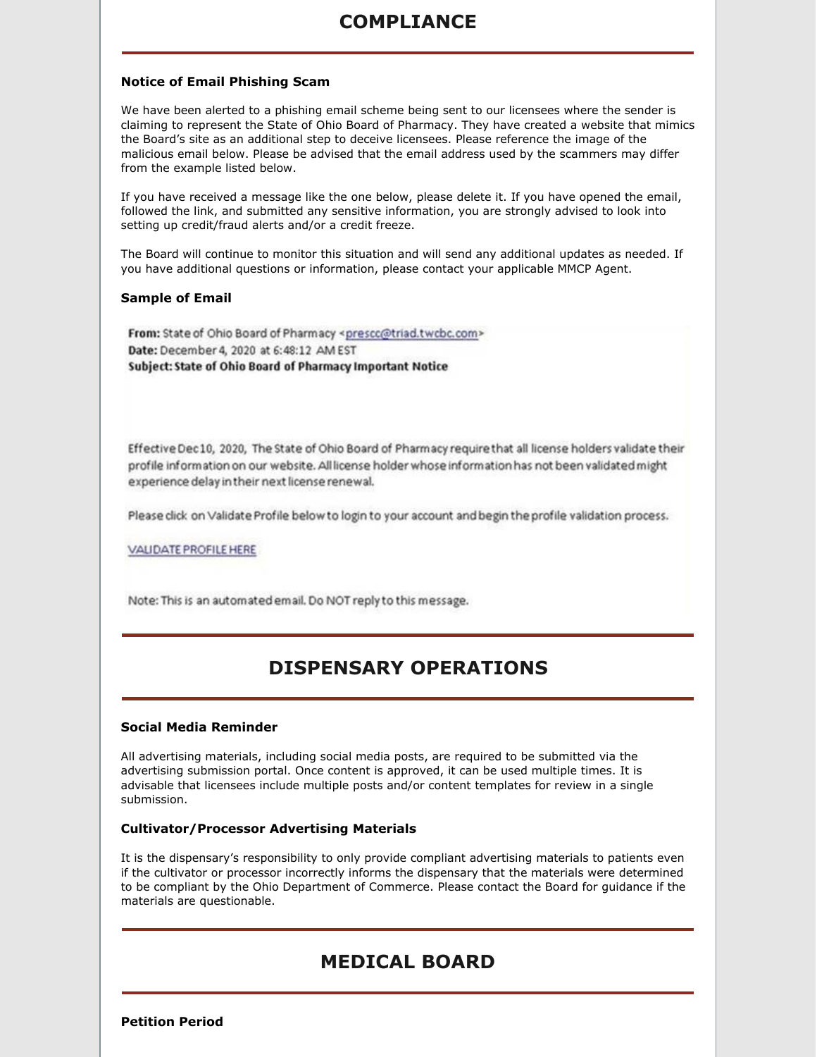## COMPLIANCE

### Notice of Email Phishing Scam

We have been alerted to a phishing email scheme being sent to our licensees where the sender is claiming to represent the State of Ohio Board of Pharmacy. They have created a website that mimics the Board's site as an additional step to deceive licensees. Please reference the image of the malicious email below. Please be advised that the email address used by the scammers may differ from the example listed below.

If you have received a message like the one below, please delete it. If you have opened the email, followed the link, and submitted any sensitive information, you are strongly advised to look into setting up credit/fraud alerts and/or a credit freeze.

The Board will continue to monitor this situation and will send any additional updates as needed. If you have additional questions or information, please contact your applicable MMCP Agent.

### Sample of Email

**From:** State of Ohio Board of Pharmacy <prescc@triad.twcbc.com>
**Date:** December 4, 2020 at 6:48:12 AM EST
**Subject: State of Ohio Board of Pharmacy Important Notice**

Effective Dec 10, 2020, The State of Ohio Board of Pharmacy require that all license holders validate their profile information on our website. All license holder whose information has not been validated might experience delay in their next license renewal.

Please click on Validate Profile below to login to your account and begin the profile validation process.

VALIDATE PROFILE HERE

Note: This is an automated email. Do NOT reply to this message.

## DISPENSARY OPERATIONS

### Social Media Reminder

All advertising materials, including social media posts, are required to be submitted via the advertising submission portal. Once content is approved, it can be used multiple times. It is advisable that licensees include multiple posts and/or content templates for review in a single submission.

### Cultivator/Processor Advertising Materials

It is the dispensary's responsibility to only provide compliant advertising materials to patients even if the cultivator or processor incorrectly informs the dispensary that the materials were determined to be compliant by the Ohio Department of Commerce. Please contact the Board for guidance if the materials are questionable.

## MEDICAL BOARD

### Petition Period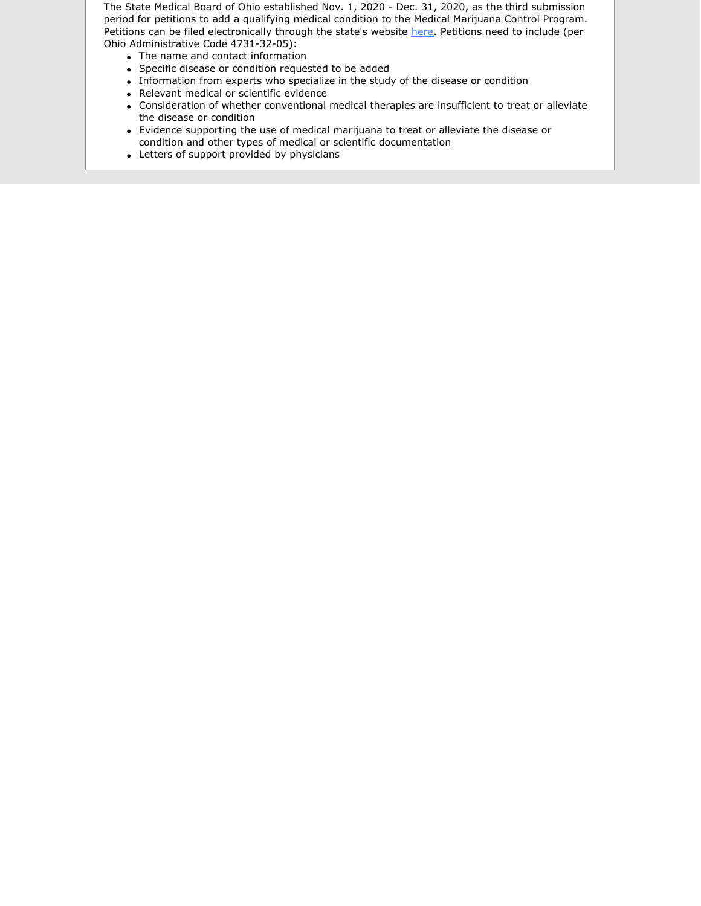The State Medical Board of Ohio established Nov. 1, 2020 - Dec. 31, 2020, as the third submission period for petitions to add a qualifying medical condition to the Medical Marijuana Control Program. Petitions can be filed electronically through the state's website here. Petitions need to include (per Ohio Administrative Code 4731-32-05):

- The name and contact information
- Specific disease or condition requested to be added
- Information from experts who specialize in the study of the disease or condition
- Relevant medical or scientific evidence
- Consideration of whether conventional medical therapies are insufficient to treat or alleviate the disease or condition
- Evidence supporting the use of medical marijuana to treat or alleviate the disease or condition and other types of medical or scientific documentation
- Letters of support provided by physicians